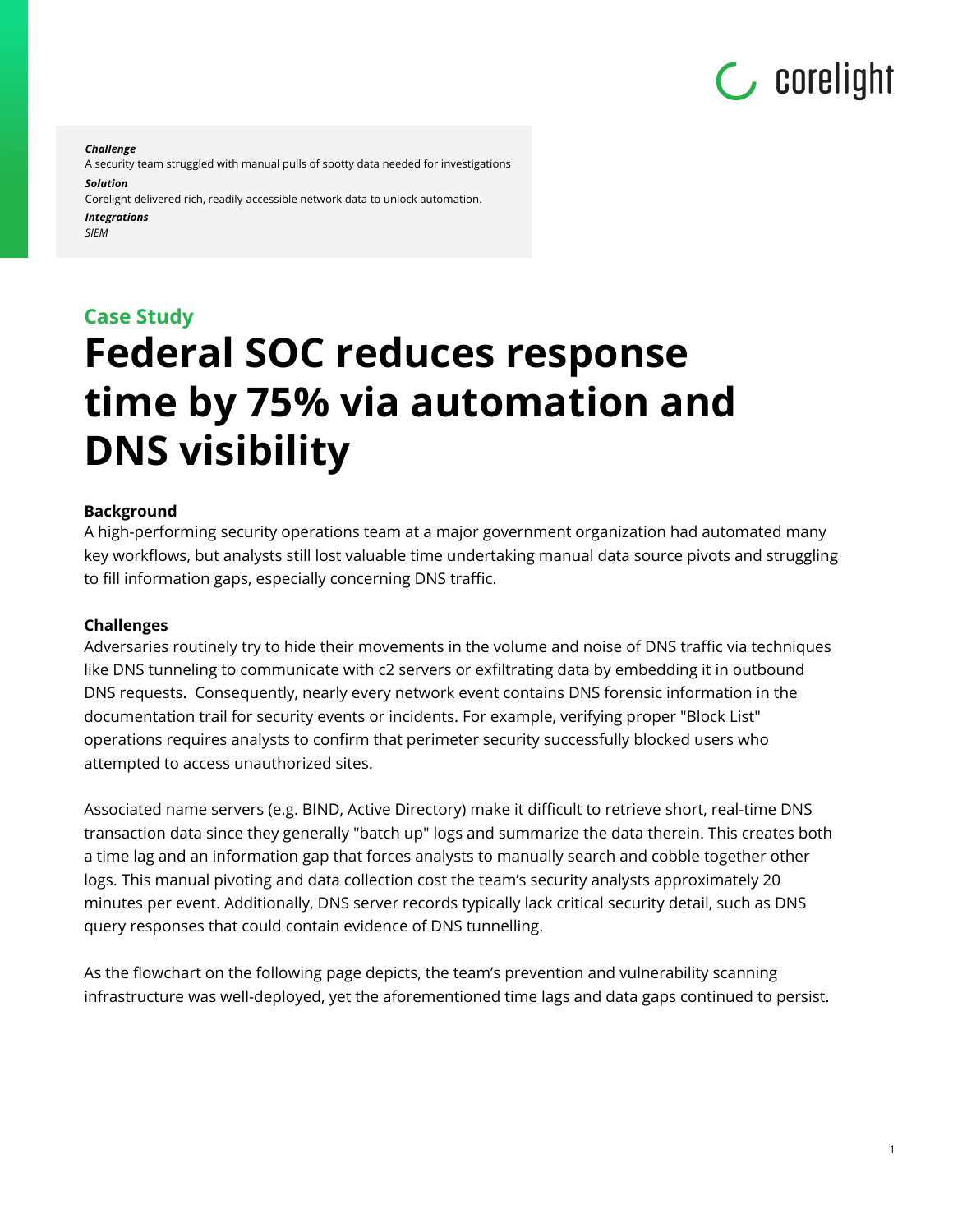***Challenge***
A security team struggled with manual pulls of spotty data needed for investigations

***Solution***
Corelight delivered rich, readily-accessible network data to unlock automation.

***Integrations***
*SIEM*

**Case Study**

# Federal SOC reduces response time by 75% via automation and DNS visibility

**Background**

A high-performing security operations team at a major government organization had automated many key workflows, but analysts still lost valuable time undertaking manual data source pivots and struggling to fill information gaps, especially concerning DNS traffic.

**Challenges**

Adversaries routinely try to hide their movements in the volume and noise of DNS traffic via techniques like DNS tunneling to communicate with c2 servers or exfiltrating data by embedding it in outbound DNS requests. Consequently, nearly every network event contains DNS forensic information in the documentation trail for security events or incidents. For example, verifying proper "Block List" operations requires analysts to confirm that perimeter security successfully blocked users who attempted to access unauthorized sites.

Associated name servers (e.g. BIND, Active Directory) make it difficult to retrieve short, real-time DNS transaction data since they generally "batch up" logs and summarize the data therein. This creates both a time lag and an information gap that forces analysts to manually search and cobble together other logs. This manual pivoting and data collection cost the team's security analysts approximately 20 minutes per event. Additionally, DNS server records typically lack critical security detail, such as DNS query responses that could contain evidence of DNS tunnelling.

As the flowchart on the following page depicts, the team's prevention and vulnerability scanning infrastructure was well-deployed, yet the aforementioned time lags and data gaps continued to persist.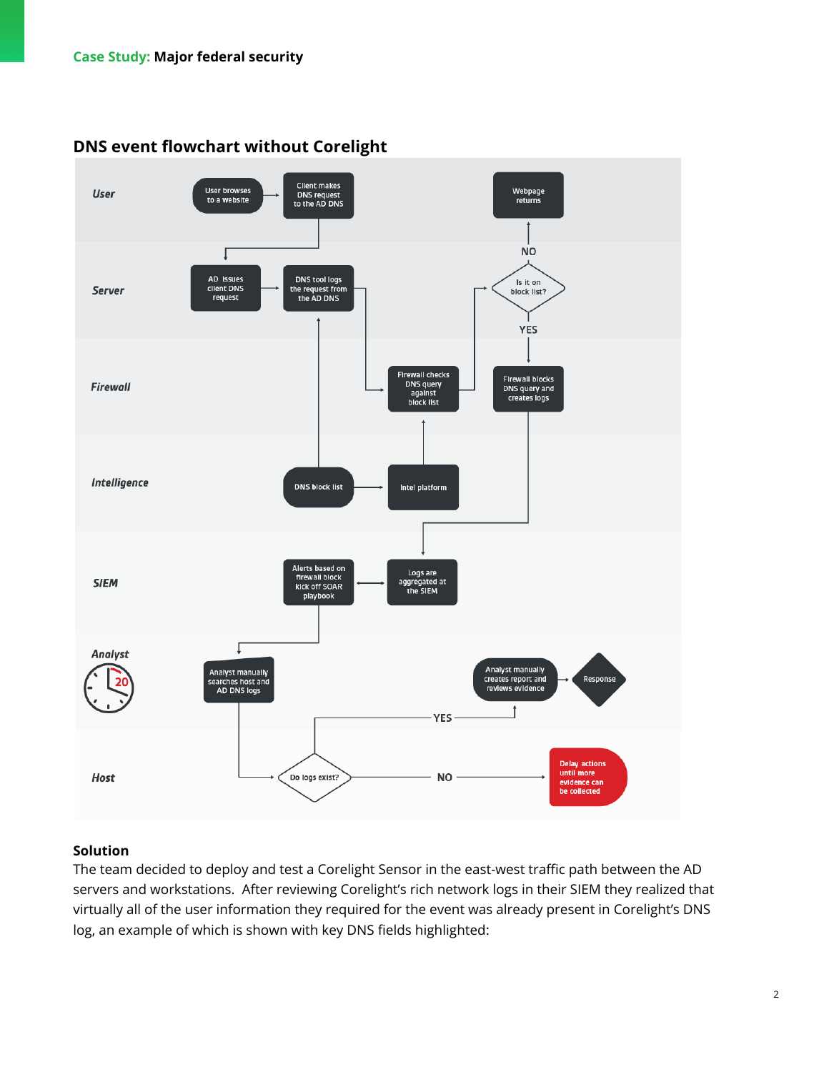**Case Study:** Major federal security

## DNS event flowchart without Corelight

- **User**: User browses to a website → Client makes DNS request to the AD DNS; Webpage returns
- **Server**: AD issues client DNS request → DNS tool logs the request from the AD DNS; Is it on block list? (NO → Webpage returns; YES → Firewall blocks DNS query and creates logs)
- **Firewall**: Firewall checks DNS query against block list; Firewall blocks DNS query and creates logs
- **Intelligence**: DNS block list; Intel platform
- **SIEM**: Alerts based on firewall block kick off SOAR playbook; Logs are aggregated at the SIEM
- **Analyst**: Analyst manually searches host and AD DNS logs; Analyst manually creates report and reviews evidence → Response
- **Host**: Do logs exist? (YES → Analyst manually creates report and reviews evidence; NO → Delay actions until more evidence can be collected)

### Solution

The team decided to deploy and test a Corelight Sensor in the east-west traffic path between the AD servers and workstations. After reviewing Corelight's rich network logs in their SIEM they realized that virtually all of the user information they required for the event was already present in Corelight's DNS log, an example of which is shown with key DNS fields highlighted: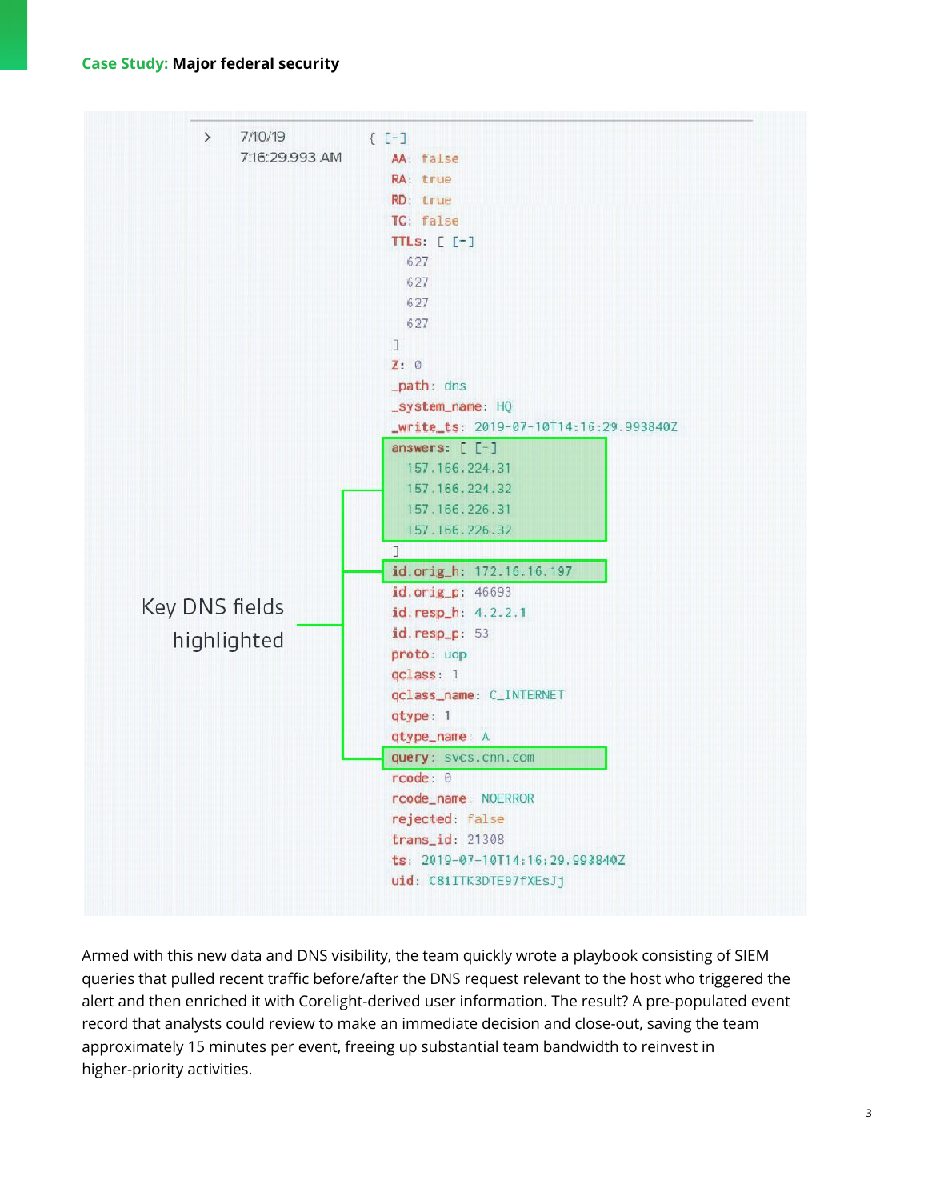```
> 7/10/19        { [-]
  7:16:29.993 AM   AA: false
                   RA: true
                   RD: true
                   TC: false
                   TTLs: [ [-]
                     627
                     627
                     627
                     627
                   ]
                   Z: 0
                   _path: dns
                   _system_name: HQ
                   _write_ts: 2019-07-10T14:16:29.993840Z
                   answers: [ [-]
                     157.166.224.31
                     157.166.224.32
                     157.166.226.31
                     157.166.226.32
                   ]
                   id.orig_h: 172.16.16.197
                   id.orig_p: 46693
                   id.resp_h: 4.2.2.1
                   id.resp_p: 53
                   proto: udp
                   qclass: 1
                   qclass_name: C_INTERNET
                   qtype: 1
                   qtype_name: A
                   query: svcs.cnn.com
                   rcode: 0
                   rcode_name: NOERROR
                   rejected: false
                   trans_id: 21308
                   ts: 2019-07-10T14:16:29.993840Z
                   uid: C8iITK3DTE97fXEsJj
```

Key DNS fields highlighted

Armed with this new data and DNS visibility, the team quickly wrote a playbook consisting of SIEM queries that pulled recent traffic before/after the DNS request relevant to the host who triggered the alert and then enriched it with Corelight-derived user information. The result? A pre-populated event record that analysts could review to make an immediate decision and close-out, saving the team approximately 15 minutes per event, freeing up substantial team bandwidth to reinvest in higher-priority activities.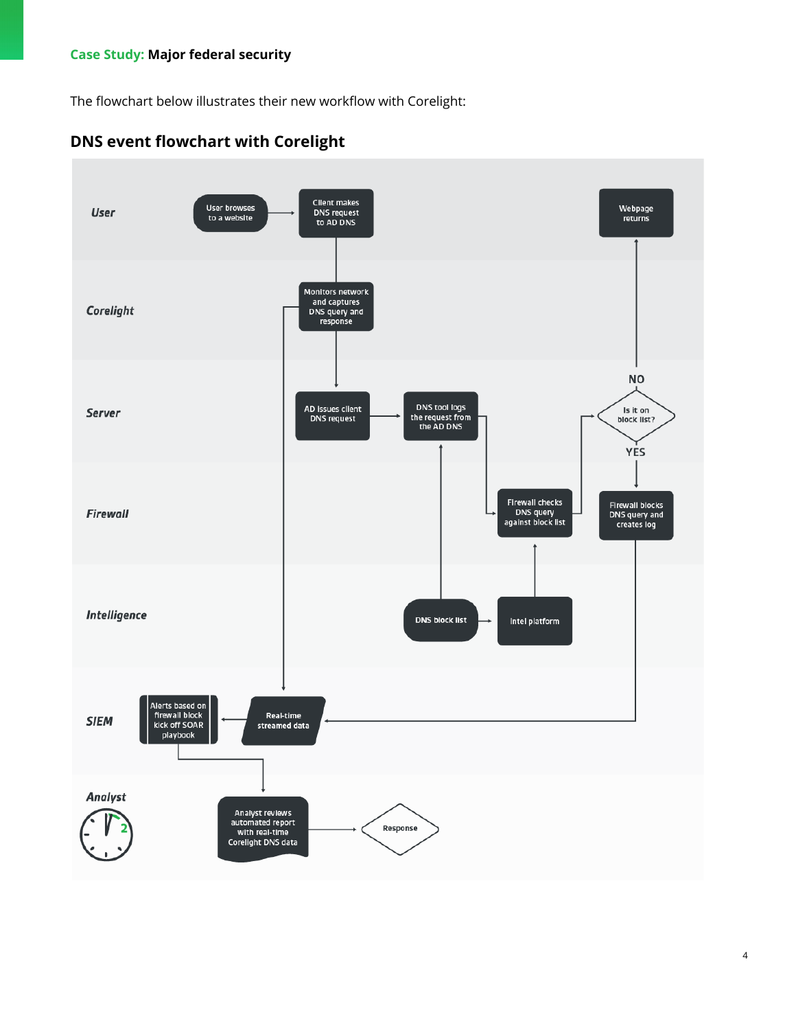The flowchart below illustrates their new workflow with Corelight:

## DNS event flowchart with Corelight

**User**
- User browses to a website → Client makes DNS request to AD DNS
- Webpage returns

**Corelight**
- Monitors network and captures DNS query and response

**Server**
- AD issues client DNS request → DNS tool logs the request from the AD DNS
- Is it on block list? (NO → Webpage returns; YES → Firewall blocks DNS query and creates log)

**Firewall**
- Firewall checks DNS query against block list
- Firewall blocks DNS query and creates log

**Intelligence**
- DNS block list → Intel platform

**SIEM**
- Real-time streamed data → Alerts based on firewall block kick off SOAR playbook

**Analyst**
- Analyst reviews automated report with real-time Corelight DNS data → Response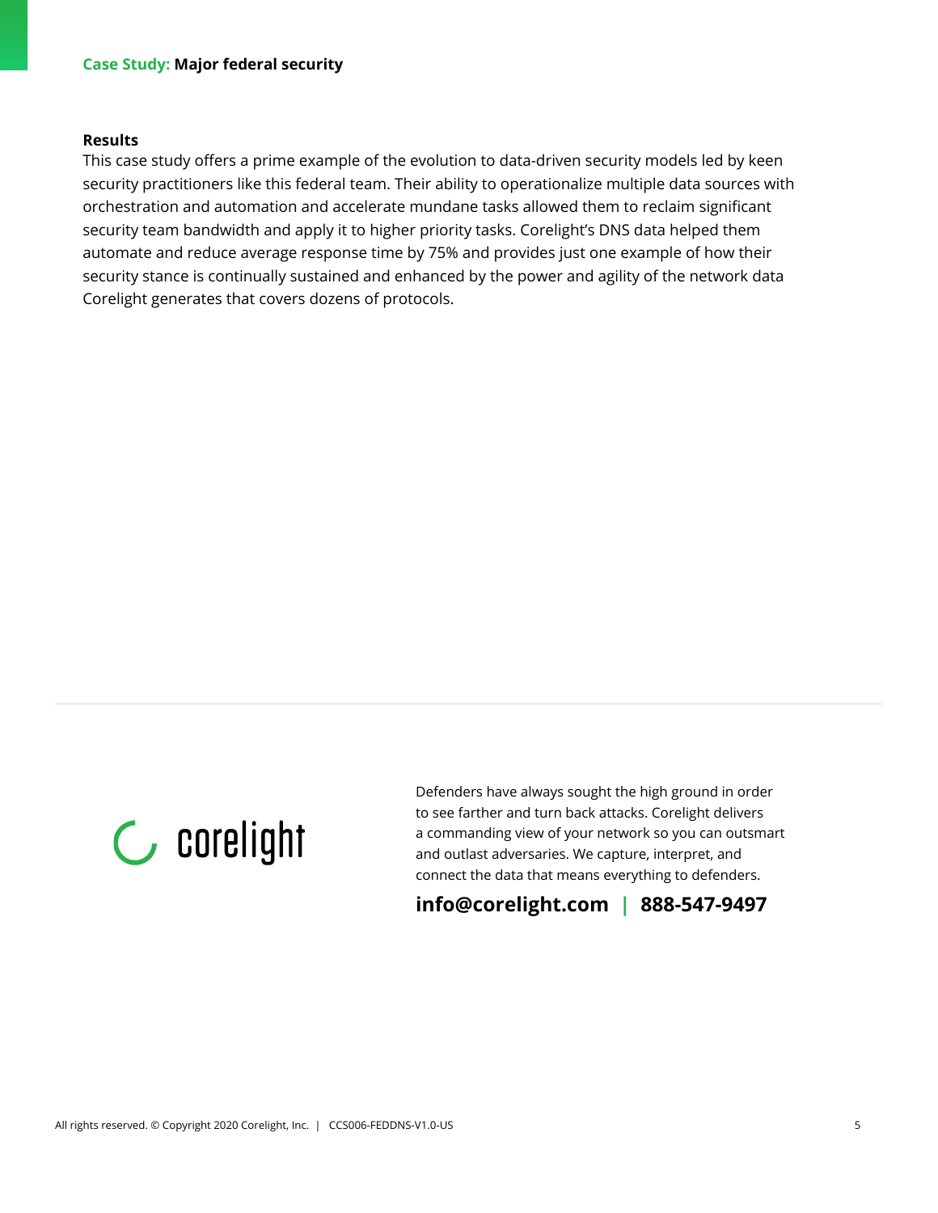### Results

This case study offers a prime example of the evolution to data-driven security models led by keen security practitioners like this federal team. Their ability to operationalize multiple data sources with orchestration and automation and accelerate mundane tasks allowed them to reclaim significant security team bandwidth and apply it to higher priority tasks. Corelight's DNS data helped them automate and reduce average response time by 75% and provides just one example of how their security stance is continually sustained and enhanced by the power and agility of the network data Corelight generates that covers dozens of protocols.

corelight

Defenders have always sought the high ground in order to see farther and turn back attacks. Corelight delivers a commanding view of your network so you can outsmart and outlast adversaries. We capture, interpret, and connect the data that means everything to defenders.

**info@corelight.com | 888-547-9497**

All rights reserved. © Copyright 2020 Corelight, Inc. | CCS006-FEDDNS-V1.0-US